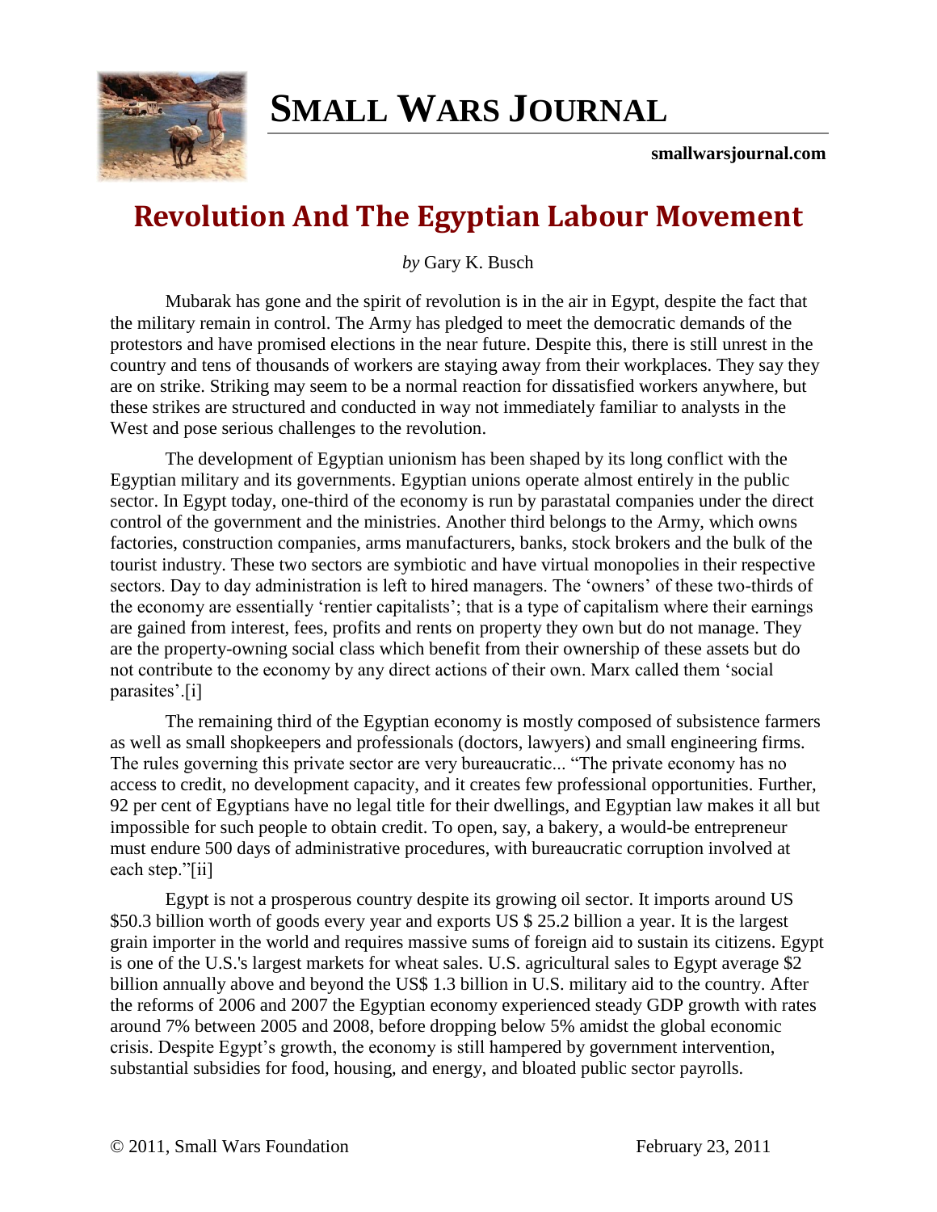# Revolution And The Egyptian Labour Movement

*by* Gary K. Busch

Mubarak has gone and the spirit of revolution is in the air in Egypt, despite the fact that the military remain in control. The Army has pledged to meet the democratic demands of the protestors and have promised elections in the near future. Despite this, there is still unrest in the country and tens of thousands of workers are staying away from their workplaces. They say they are on strike. Striking may seem to be a normal reaction for dissatisfied workers anywhere, but these strikes are structured and conducted in way not immediately familiar to analysts in the West and pose serious challenges to the revolution.

The development of Egyptian unionism has been shaped by its long conflict with the Egyptian military and its governments. Egyptian unions operate almost entirely in the public sector. In Egypt today, one-third of the economy is run by parastatal companies under the direct control of the government and the ministries. Another third belongs to the Army, which owns factories, construction companies, arms manufacturers, banks, stock brokers and the bulk of the tourist industry. These two sectors are symbiotic and have virtual monopolies in their respective sectors. Day to day administration is left to hired managers. The 'owners' of these two-thirds of the economy are essentially 'rentier capitalists'; that is a type of capitalism where their earnings are gained from interest, fees, profits and rents on property they own but do not manage. They are the property-owning social class which benefit from their ownership of these assets but do not contribute to the economy by any direct actions of their own. Marx called them 'social parasites'.[i]

The remaining third of the Egyptian economy is mostly composed of subsistence farmers as well as small shopkeepers and professionals (doctors, lawyers) and small engineering firms. The rules governing this private sector are very bureaucratic... "The private economy has no access to credit, no development capacity, and it creates few professional opportunities. Further, 92 per cent of Egyptians have no legal title for their dwellings, and Egyptian law makes it all but impossible for such people to obtain credit. To open, say, a bakery, a would-be entrepreneur must endure 500 days of administrative procedures, with bureaucratic corruption involved at each step."[ii]

Egypt is not a prosperous country despite its growing oil sector. It imports around US $50.3 billion worth of goods every year and exports US $ 25.2 billion a year. It is the largest grain importer in the world and requires massive sums of foreign aid to sustain its citizens. Egypt is one of the U.S.'s largest markets for wheat sales. U.S. agricultural sales to Egypt average $2 billion annually above and beyond the US$ 1.3 billion in U.S. military aid to the country. After the reforms of 2006 and 2007 the Egyptian economy experienced steady GDP growth with rates around 7% between 2005 and 2008, before dropping below 5% amidst the global economic crisis. Despite Egypt's growth, the economy is still hampered by government intervention, substantial subsidies for food, housing, and energy, and bloated public sector payrolls.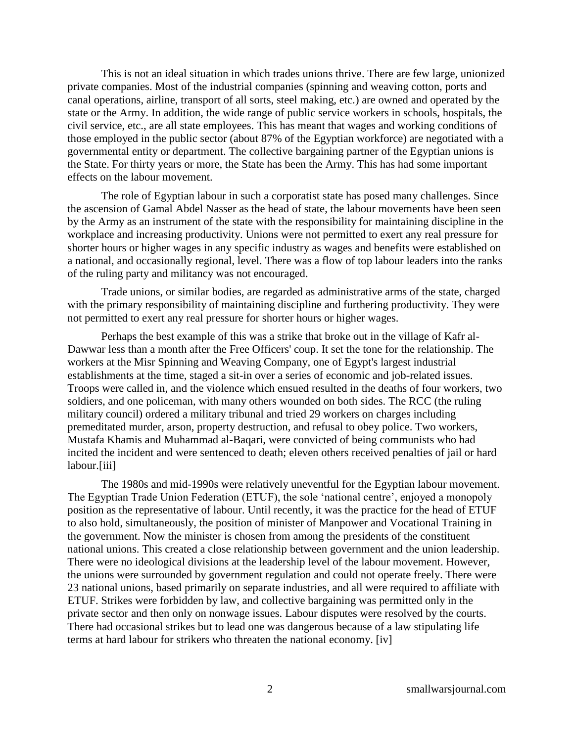This is not an ideal situation in which trades unions thrive. There are few large, unionized private companies. Most of the industrial companies (spinning and weaving cotton, ports and canal operations, airline, transport of all sorts, steel making, etc.) are owned and operated by the state or the Army. In addition, the wide range of public service workers in schools, hospitals, the civil service, etc., are all state employees. This has meant that wages and working conditions of those employed in the public sector (about 87% of the Egyptian workforce) are negotiated with a governmental entity or department. The collective bargaining partner of the Egyptian unions is the State. For thirty years or more, the State has been the Army. This has had some important effects on the labour movement.

The role of Egyptian labour in such a corporatist state has posed many challenges. Since the ascension of Gamal Abdel Nasser as the head of state, the labour movements have been seen by the Army as an instrument of the state with the responsibility for maintaining discipline in the workplace and increasing productivity. Unions were not permitted to exert any real pressure for shorter hours or higher wages in any specific industry as wages and benefits were established on a national, and occasionally regional, level. There was a flow of top labour leaders into the ranks of the ruling party and militancy was not encouraged.

Trade unions, or similar bodies, are regarded as administrative arms of the state, charged with the primary responsibility of maintaining discipline and furthering productivity. They were not permitted to exert any real pressure for shorter hours or higher wages.

Perhaps the best example of this was a strike that broke out in the village of Kafr al-Dawwar less than a month after the Free Officers' coup. It set the tone for the relationship. The workers at the Misr Spinning and Weaving Company, one of Egypt's largest industrial establishments at the time, staged a sit-in over a series of economic and job-related issues. Troops were called in, and the violence which ensued resulted in the deaths of four workers, two soldiers, and one policeman, with many others wounded on both sides. The RCC (the ruling military council) ordered a military tribunal and tried 29 workers on charges including premeditated murder, arson, property destruction, and refusal to obey police. Two workers, Mustafa Khamis and Muhammad al-Baqari, were convicted of being communists who had incited the incident and were sentenced to death; eleven others received penalties of jail or hard labour.[iii]

The 1980s and mid-1990s were relatively uneventful for the Egyptian labour movement. The Egyptian Trade Union Federation (ETUF), the sole 'national centre', enjoyed a monopoly position as the representative of labour. Until recently, it was the practice for the head of ETUF to also hold, simultaneously, the position of minister of Manpower and Vocational Training in the government. Now the minister is chosen from among the presidents of the constituent national unions. This created a close relationship between government and the union leadership. There were no ideological divisions at the leadership level of the labour movement. However, the unions were surrounded by government regulation and could not operate freely. There were 23 national unions, based primarily on separate industries, and all were required to affiliate with ETUF. Strikes were forbidden by law, and collective bargaining was permitted only in the private sector and then only on nonwage issues. Labour disputes were resolved by the courts. There had occasional strikes but to lead one was dangerous because of a law stipulating life terms at hard labour for strikers who threaten the national economy. [iv]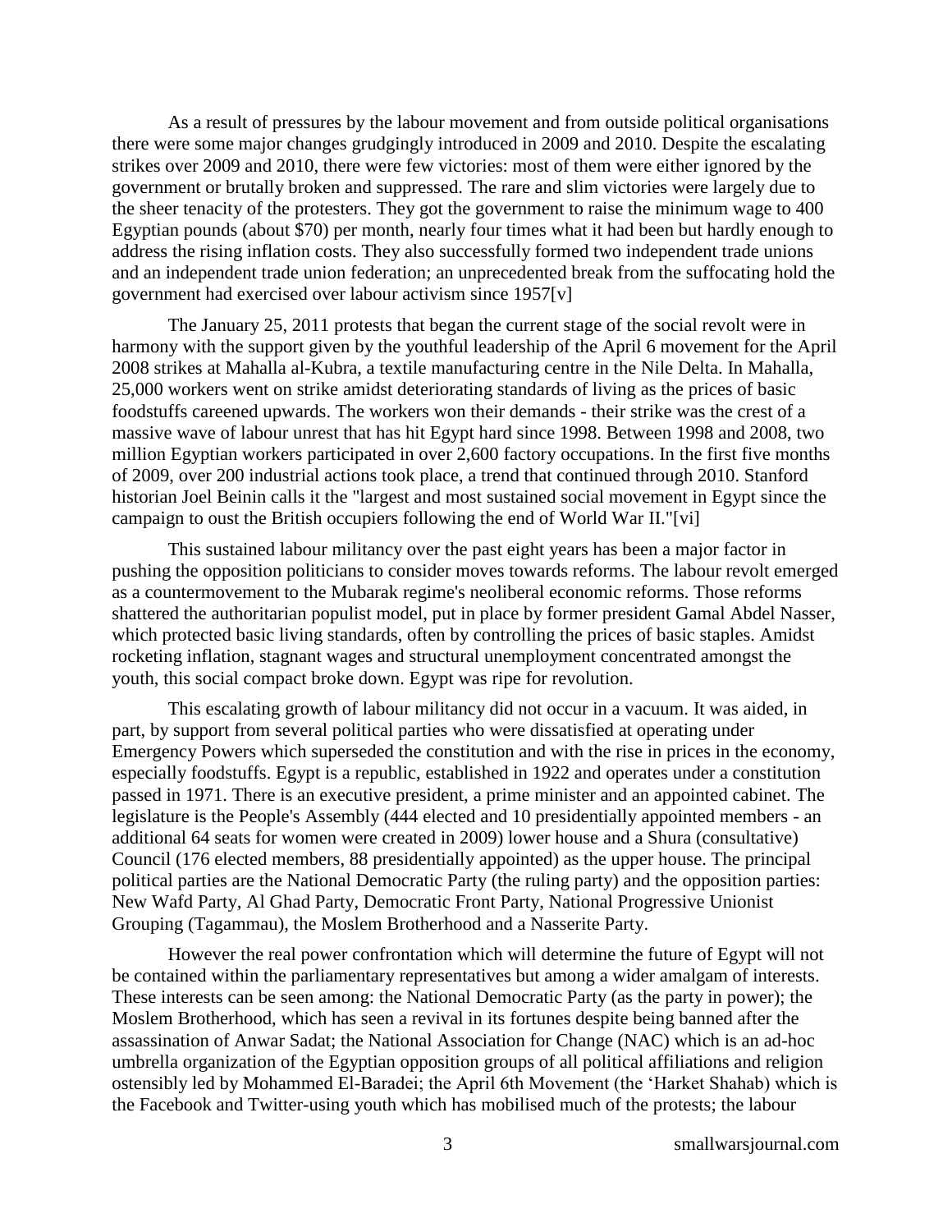As a result of pressures by the labour movement and from outside political organisations there were some major changes grudgingly introduced in 2009 and 2010. Despite the escalating strikes over 2009 and 2010, there were few victories: most of them were either ignored by the government or brutally broken and suppressed. The rare and slim victories were largely due to the sheer tenacity of the protesters. They got the government to raise the minimum wage to 400 Egyptian pounds (about $70) per month, nearly four times what it had been but hardly enough to address the rising inflation costs. They also successfully formed two independent trade unions and an independent trade union federation; an unprecedented break from the suffocating hold the government had exercised over labour activism since 1957[v]

The January 25, 2011 protests that began the current stage of the social revolt were in harmony with the support given by the youthful leadership of the April 6 movement for the April 2008 strikes at Mahalla al-Kubra, a textile manufacturing centre in the Nile Delta. In Mahalla, 25,000 workers went on strike amidst deteriorating standards of living as the prices of basic foodstuffs careened upwards. The workers won their demands - their strike was the crest of a massive wave of labour unrest that has hit Egypt hard since 1998. Between 1998 and 2008, two million Egyptian workers participated in over 2,600 factory occupations. In the first five months of 2009, over 200 industrial actions took place, a trend that continued through 2010. Stanford historian Joel Beinin calls it the "largest and most sustained social movement in Egypt since the campaign to oust the British occupiers following the end of World War II."[vi]

This sustained labour militancy over the past eight years has been a major factor in pushing the opposition politicians to consider moves towards reforms. The labour revolt emerged as a countermovement to the Mubarak regime's neoliberal economic reforms. Those reforms shattered the authoritarian populist model, put in place by former president Gamal Abdel Nasser, which protected basic living standards, often by controlling the prices of basic staples. Amidst rocketing inflation, stagnant wages and structural unemployment concentrated amongst the youth, this social compact broke down. Egypt was ripe for revolution.

This escalating growth of labour militancy did not occur in a vacuum. It was aided, in part, by support from several political parties who were dissatisfied at operating under Emergency Powers which superseded the constitution and with the rise in prices in the economy, especially foodstuffs. Egypt is a republic, established in 1922 and operates under a constitution passed in 1971. There is an executive president, a prime minister and an appointed cabinet. The legislature is the People's Assembly (444 elected and 10 presidentially appointed members - an additional 64 seats for women were created in 2009) lower house and a Shura (consultative) Council (176 elected members, 88 presidentially appointed) as the upper house. The principal political parties are the National Democratic Party (the ruling party) and the opposition parties: New Wafd Party, Al Ghad Party, Democratic Front Party, National Progressive Unionist Grouping (Tagammau), the Moslem Brotherhood and a Nasserite Party.

However the real power confrontation which will determine the future of Egypt will not be contained within the parliamentary representatives but among a wider amalgam of interests. These interests can be seen among: the National Democratic Party (as the party in power); the Moslem Brotherhood, which has seen a revival in its fortunes despite being banned after the assassination of Anwar Sadat; the National Association for Change (NAC) which is an ad-hoc umbrella organization of the Egyptian opposition groups of all political affiliations and religion ostensibly led by Mohammed El-Baradei; the April 6th Movement (the 'Harket Shahab) which is the Facebook and Twitter-using youth which has mobilised much of the protests; the labour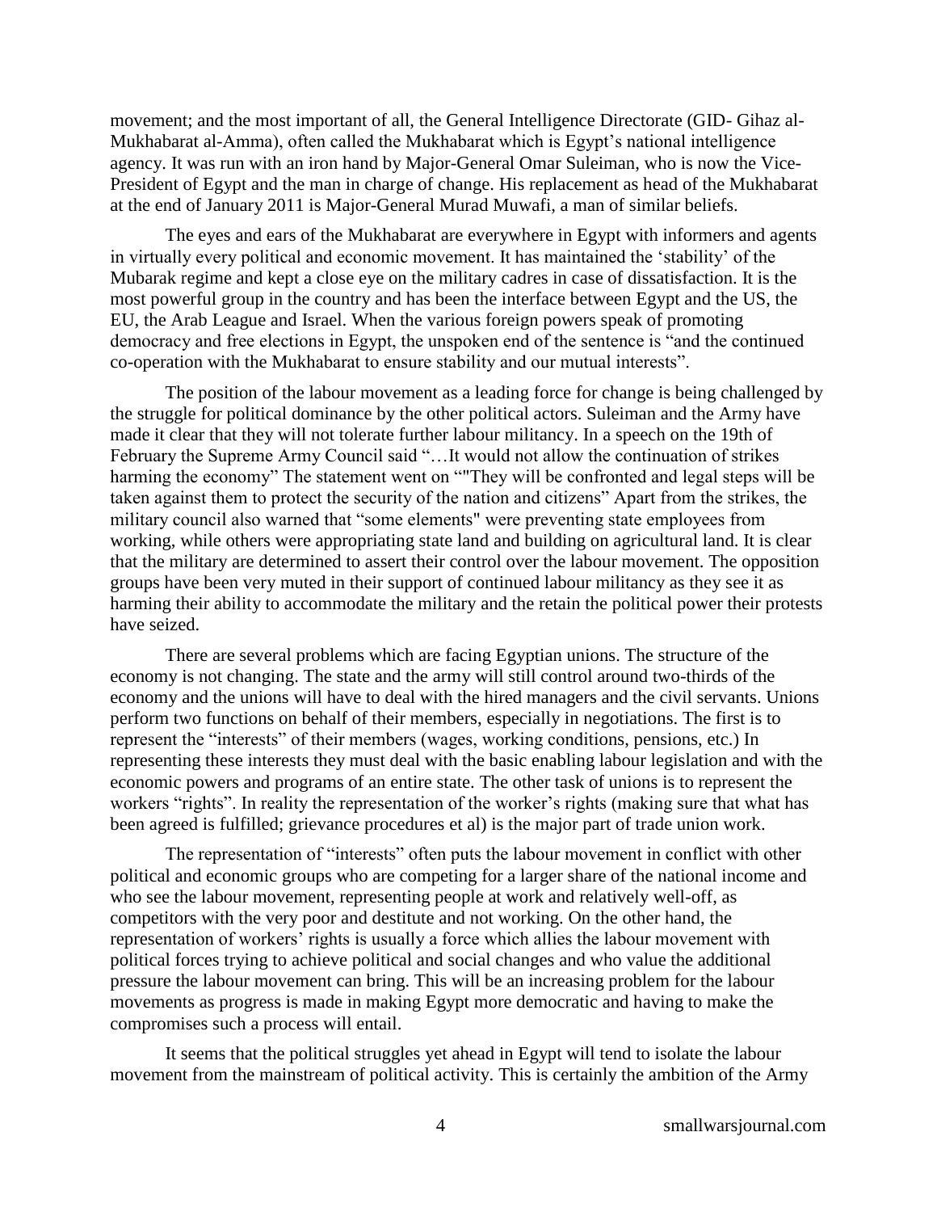movement; and the most important of all, the General Intelligence Directorate (GID- Gihaz al-Mukhabarat al-Amma), often called the Mukhabarat which is Egypt's national intelligence agency. It was run with an iron hand by Major-General Omar Suleiman, who is now the Vice-President of Egypt and the man in charge of change. His replacement as head of the Mukhabarat at the end of January 2011 is Major-General Murad Muwafi, a man of similar beliefs.

The eyes and ears of the Mukhabarat are everywhere in Egypt with informers and agents in virtually every political and economic movement. It has maintained the 'stability' of the Mubarak regime and kept a close eye on the military cadres in case of dissatisfaction. It is the most powerful group in the country and has been the interface between Egypt and the US, the EU, the Arab League and Israel. When the various foreign powers speak of promoting democracy and free elections in Egypt, the unspoken end of the sentence is "and the continued co-operation with the Mukhabarat to ensure stability and our mutual interests".

The position of the labour movement as a leading force for change is being challenged by the struggle for political dominance by the other political actors. Suleiman and the Army have made it clear that they will not tolerate further labour militancy. In a speech on the 19th of February the Supreme Army Council said "…It would not allow the continuation of strikes harming the economy" The statement went on ""They will be confronted and legal steps will be taken against them to protect the security of the nation and citizens" Apart from the strikes, the military council also warned that "some elements" were preventing state employees from working, while others were appropriating state land and building on agricultural land. It is clear that the military are determined to assert their control over the labour movement. The opposition groups have been very muted in their support of continued labour militancy as they see it as harming their ability to accommodate the military and the retain the political power their protests have seized.

There are several problems which are facing Egyptian unions. The structure of the economy is not changing. The state and the army will still control around two-thirds of the economy and the unions will have to deal with the hired managers and the civil servants. Unions perform two functions on behalf of their members, especially in negotiations. The first is to represent the "interests" of their members (wages, working conditions, pensions, etc.) In representing these interests they must deal with the basic enabling labour legislation and with the economic powers and programs of an entire state. The other task of unions is to represent the workers "rights". In reality the representation of the worker's rights (making sure that what has been agreed is fulfilled; grievance procedures et al) is the major part of trade union work.

The representation of "interests" often puts the labour movement in conflict with other political and economic groups who are competing for a larger share of the national income and who see the labour movement, representing people at work and relatively well-off, as competitors with the very poor and destitute and not working. On the other hand, the representation of workers' rights is usually a force which allies the labour movement with political forces trying to achieve political and social changes and who value the additional pressure the labour movement can bring. This will be an increasing problem for the labour movements as progress is made in making Egypt more democratic and having to make the compromises such a process will entail.

It seems that the political struggles yet ahead in Egypt will tend to isolate the labour movement from the mainstream of political activity. This is certainly the ambition of the Army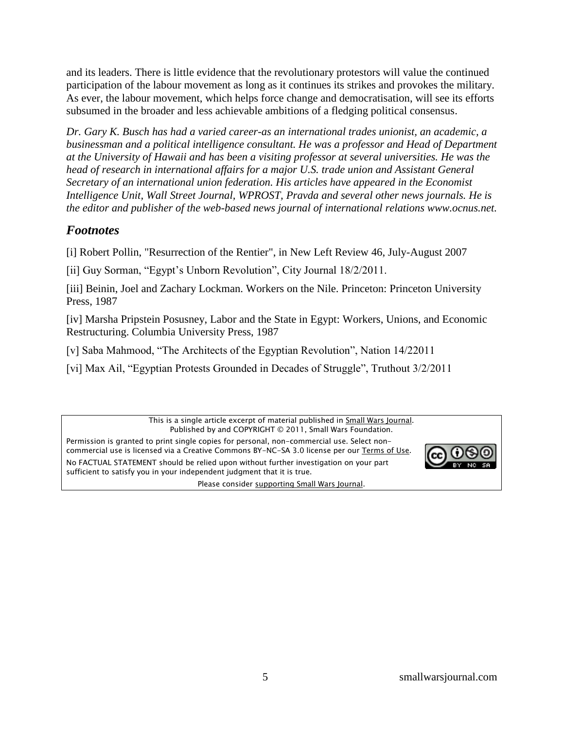and its leaders. There is little evidence that the revolutionary protestors will value the continued participation of the labour movement as long as it continues its strikes and provokes the military. As ever, the labour movement, which helps force change and democratisation, will see its efforts subsumed in the broader and less achievable ambitions of a fledging political consensus.

*Dr. Gary K. Busch has had a varied career-as an international trades unionist, an academic, a businessman and a political intelligence consultant. He was a professor and Head of Department at the University of Hawaii and has been a visiting professor at several universities. He was the head of research in international affairs for a major U.S. trade union and Assistant General Secretary of an international union federation. His articles have appeared in the Economist Intelligence Unit, Wall Street Journal, WPROST, Pravda and several other news journals. He is the editor and publisher of the web-based news journal of international relations www.ocnus.net.*

## *Footnotes*

[i] Robert Pollin, "Resurrection of the Rentier", in New Left Review 46, July-August 2007

[ii] Guy Sorman, "Egypt's Unborn Revolution", City Journal 18/2/2011.

[iii] Beinin, Joel and Zachary Lockman. Workers on the Nile. Princeton: Princeton University Press, 1987

[iv] Marsha Pripstein Posusney, Labor and the State in Egypt: Workers, Unions, and Economic Restructuring. Columbia University Press, 1987

[v] Saba Mahmood, "The Architects of the Egyptian Revolution", Nation 14/22011

[vi] Max Ail, "Egyptian Protests Grounded in Decades of Struggle", Truthout 3/2/2011

This is a single article excerpt of material published in Small Wars Journal.
Published by and COPYRIGHT © 2011, Small Wars Foundation.

Permission is granted to print single copies for personal, non-commercial use. Select non-commercial use is licensed via a Creative Commons BY-NC-SA 3.0 license per our Terms of Use.

No FACTUAL STATEMENT should be relied upon without further investigation on your part sufficient to satisfy you in your independent judgment that it is true.

Please consider supporting Small Wars Journal.